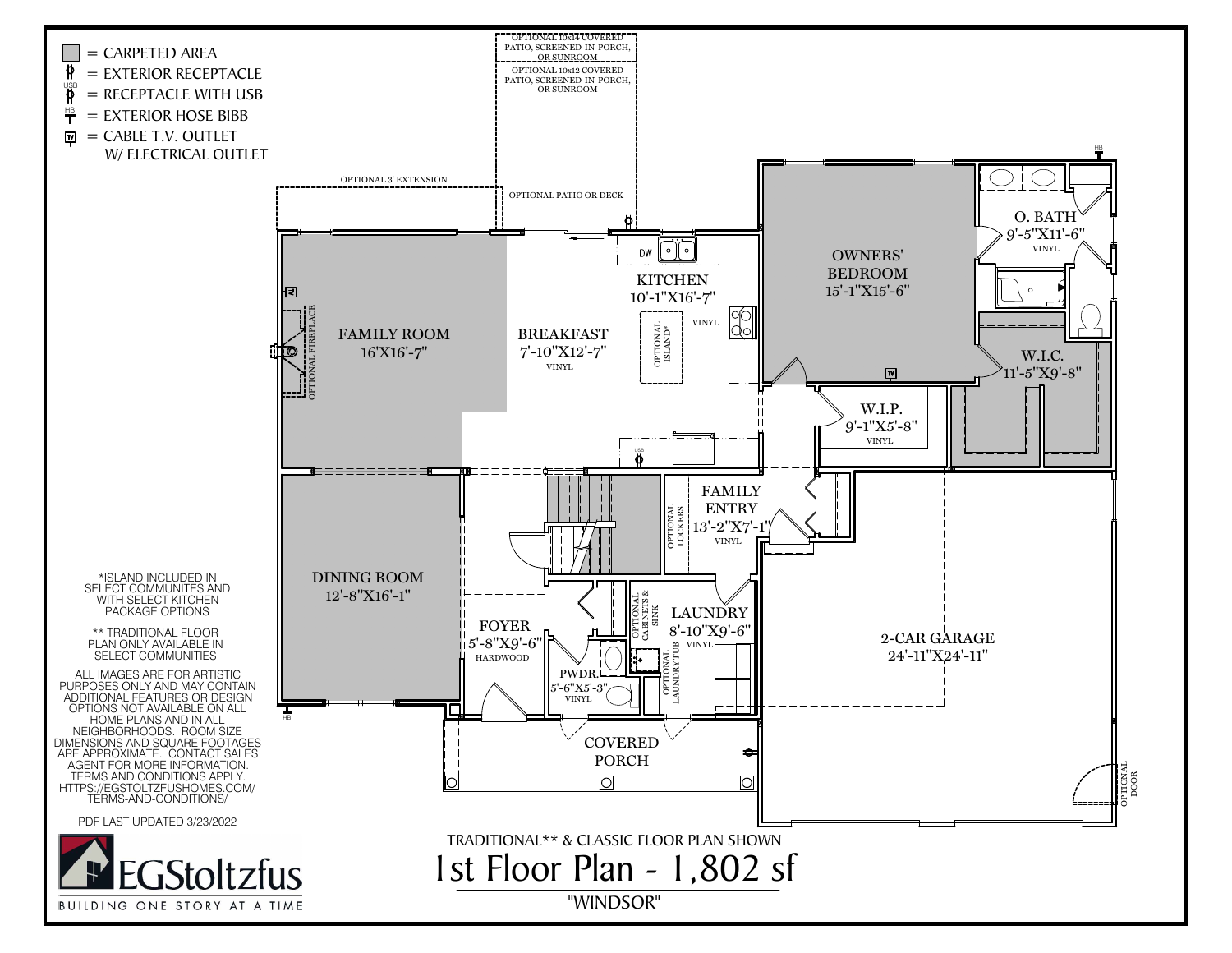■ = CARPETED AREA
= EXTERIOR RECEPTACLE
USB = RECEPTACLE WITH USB
HB = EXTERIOR HOSE BIBB
TV = CABLE T.V. OUTLET W/ ELECTRICAL OUTLET

OPTIONAL 10x14 COVERED PATIO, SCREENED-IN-PORCH, OR SUNROOM

OPTIONAL 10x12 COVERED PATIO, SCREENED-IN-PORCH, OR SUNROOM

OPTIONAL 3' EXTENSION

OPTIONAL PATIO OR DECK

HB

DW

KITCHEN
10'-1"X16'-7"
VINYL

OPTIONAL ISLAND*

OWNERS' BEDROOM
15'-1"X15'-6"

O. BATH
9'-5"X11'-6"
VINYL

W.I.C.
11'-5"X9'-8"

TV

FAMILY ROOM
16'X16'-7"

OPTIONAL FIREPLACE

BREAKFAST
7'-10"X12'-7"
VINYL

W.I.P.
9'-1"X5'-8"
VINYL

USB

FAMILY ENTRY
13'-2"X7'-1"
VINYL

OPTIONAL LOCKERS

DINING ROOM
12'-8"X16'-1"

LAUNDRY
8'-10"X9'-6"
VINYL

OPTIONAL CABINETS & SINK

OPTIONAL LAUNDRY TUB

2-CAR GARAGE
24'-11"X24'-11"

FOYER
5'-8"X9'-6"
HARDWOOD

PWDR.
5'-6"X5'-3"
VINYL

HB

COVERED PORCH

OPTIONAL DOOR

*ISLAND INCLUDED IN SELECT COMMUNITES AND WITH SELECT KITCHEN PACKAGE OPTIONS

** TRADITIONAL FLOOR PLAN ONLY AVAILABLE IN SELECT COMMUNITIES

ALL IMAGES ARE FOR ARTISTIC PURPOSES ONLY AND MAY CONTAIN ADDITIONAL FEATURES OR DESIGN OPTIONS NOT AVAILABLE ON ALL HOME PLANS AND IN ALL NEIGHBORHOODS. ROOM SIZE DIMENSIONS AND SQUARE FOOTAGES ARE APPROXIMATE. CONTACT SALES AGENT FOR MORE INFORMATION. TERMS AND CONDITIONS APPLY. HTTPS://EGSTOLTZFUSHOMES.COM/TERMS-AND-CONDITIONS/

PDF LAST UPDATED 3/23/2022

EGStoltzfus
BUILDING ONE STORY AT A TIME

TRADITIONAL** & CLASSIC FLOOR PLAN SHOWN

# 1st Floor Plan - 1,802 sf

"WINDSOR"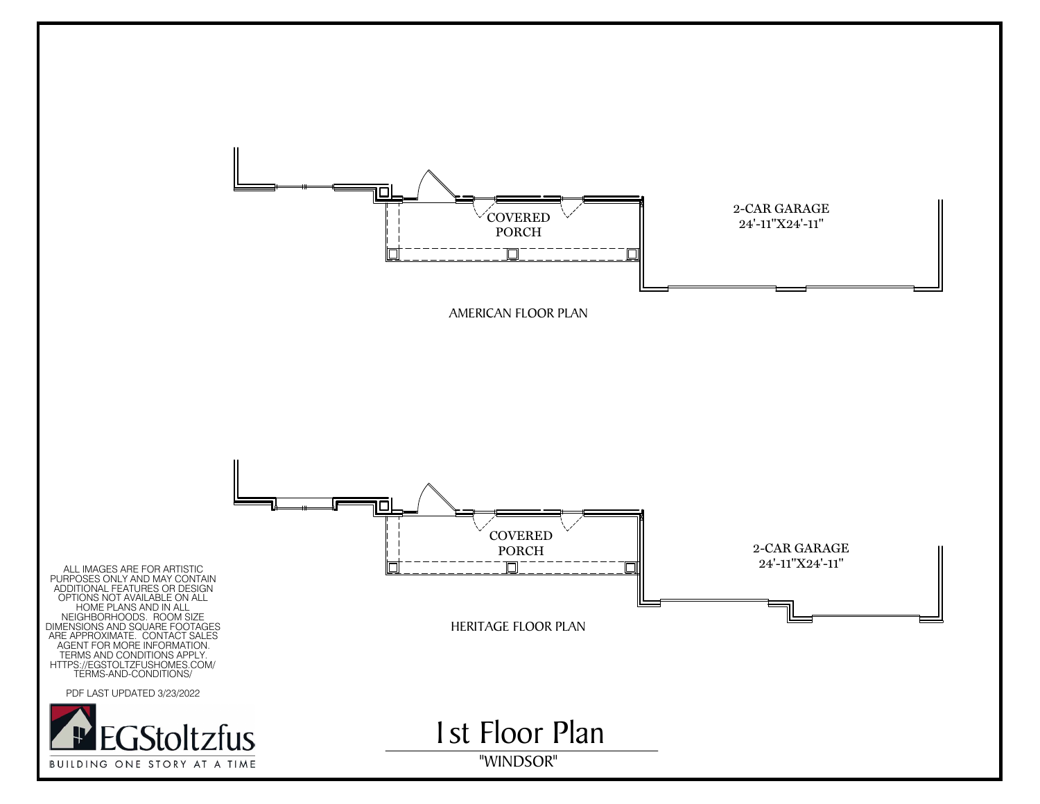COVERED PORCH

2-CAR GARAGE
24'-11"X24'-11"

AMERICAN FLOOR PLAN

COVERED PORCH

2-CAR GARAGE
24'-11"X24'-11"

HERITAGE FLOOR PLAN

ALL IMAGES ARE FOR ARTISTIC PURPOSES ONLY AND MAY CONTAIN ADDITIONAL FEATURES OR DESIGN OPTIONS NOT AVAILABLE ON ALL HOME PLANS AND IN ALL NEIGHBORHOODS. ROOM SIZE DIMENSIONS AND SQUARE FOOTAGES ARE APPROXIMATE. CONTACT SALES AGENT FOR MORE INFORMATION. TERMS AND CONDITIONS APPLY. HTTPS://EGSTOLTZFUSHOMES.COM/TERMS-AND-CONDITIONS/

PDF LAST UPDATED 3/23/2022

EGStoltzfus
BUILDING ONE STORY AT A TIME

# 1st Floor Plan

"WINDSOR"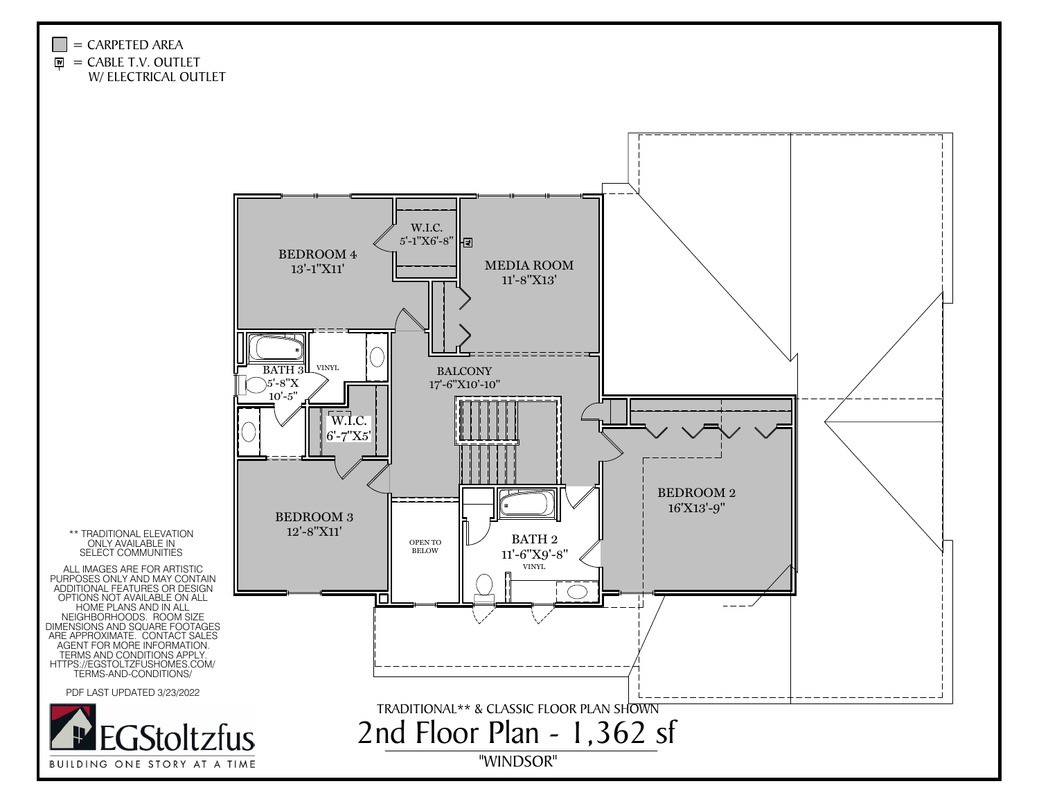= CARPETED AREA

= CABLE T.V. OUTLET W/ ELECTRICAL OUTLET

BEDROOM 4
13'-1"X11'

W.I.C.
5'-1"X6'-8"

MEDIA ROOM
11'-8"X13'

BATH 3
5'-8"X
10'-5"

VINYL

BALCONY
17'-6"X10'-10"

W.I.C.
6'-7"X5'

BEDROOM 2
16'X13'-9"

BEDROOM 3
12'-8"X11'

OPEN TO BELOW

BATH 2
11'-6"X9'-8"
VINYL

** TRADITIONAL ELEVATION ONLY AVAILABLE IN SELECT COMMUNITIES

ALL IMAGES ARE FOR ARTISTIC PURPOSES ONLY AND MAY CONTAIN ADDITIONAL FEATURES OR DESIGN OPTIONS NOT AVAILABLE ON ALL HOME PLANS AND IN ALL NEIGHBORHOODS. ROOM SIZE DIMENSIONS AND SQUARE FOOTAGES ARE APPROXIMATE. CONTACT SALES AGENT FOR MORE INFORMATION. TERMS AND CONDITIONS APPLY. HTTPS://EGSTOLTZFUSHOMES.COM/TERMS-AND-CONDITIONS/

PDF LAST UPDATED 3/23/2022

EGStoltzfus
BUILDING ONE STORY AT A TIME

TRADITIONAL** & CLASSIC FLOOR PLAN SHOWN

# 2nd Floor Plan - 1,362 sf

"WINDSOR"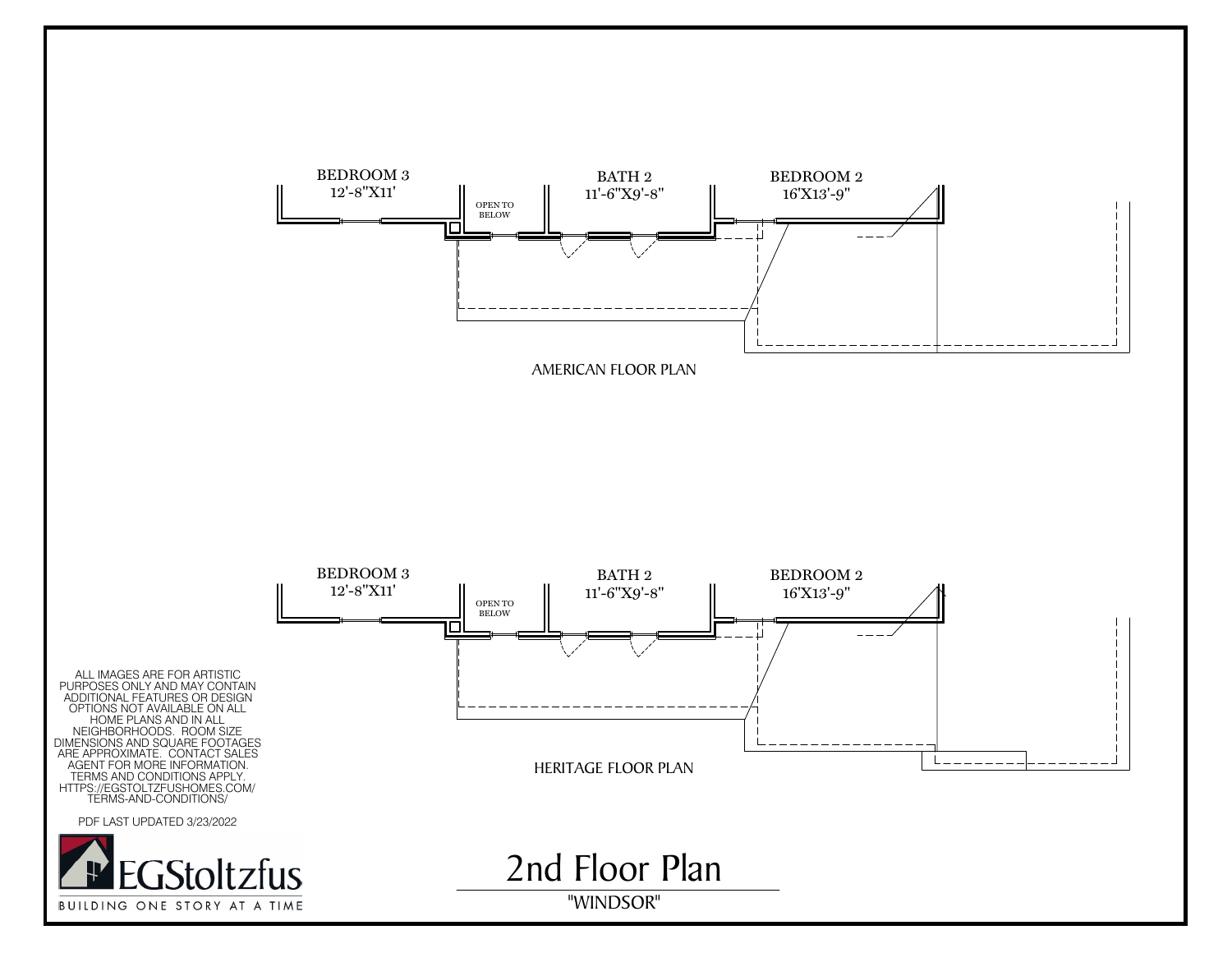BEDROOM 3
12'-8"X11'

OPEN TO BELOW

BATH 2
11'-6"X9'-8"

BEDROOM 2
16'X13'-9"

AMERICAN FLOOR PLAN

BEDROOM 3
12'-8"X11'

OPEN TO BELOW

BATH 2
11'-6"X9'-8"

BEDROOM 2
16'X13'-9"

HERITAGE FLOOR PLAN

ALL IMAGES ARE FOR ARTISTIC PURPOSES ONLY AND MAY CONTAIN ADDITIONAL FEATURES OR DESIGN OPTIONS NOT AVAILABLE ON ALL HOME PLANS AND IN ALL NEIGHBORHOODS. ROOM SIZE DIMENSIONS AND SQUARE FOOTAGES ARE APPROXIMATE. CONTACT SALES AGENT FOR MORE INFORMATION. TERMS AND CONDITIONS APPLY. HTTPS://EGSTOLTZFUSHOMES.COM/TERMS-AND-CONDITIONS/

PDF LAST UPDATED 3/23/2022

EGStoltzfus
BUILDING ONE STORY AT A TIME

# 2nd Floor Plan

"WINDSOR"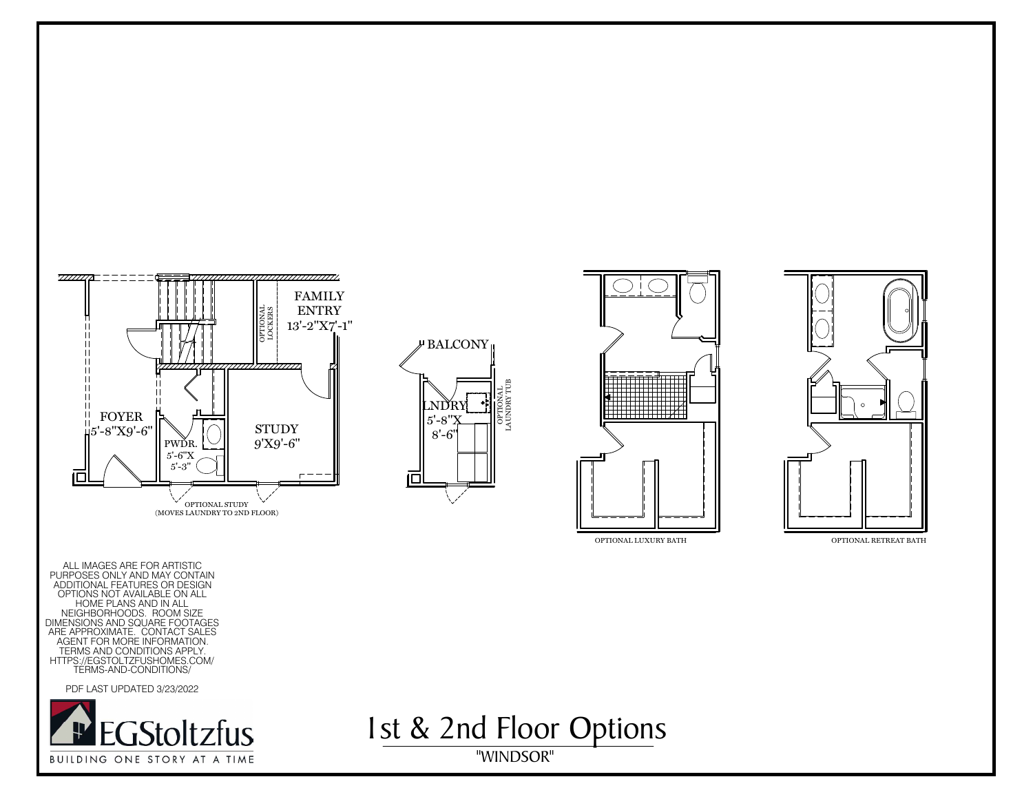FAMILY ENTRY
13'-2"X7'-1"

OPTIONAL LOCKERS

FOYER
5'-8"X9'-6"

PWDR.
5'-6"X
5'-3"

STUDY
9'X9'-6"

OPTIONAL STUDY
(MOVES LAUNDRY TO 2ND FLOOR)

BALCONY

LNDRY
5'-8"X
8'-6"

OPTIONAL LAUNDRY TUB

OPTIONAL LUXURY BATH

OPTIONAL RETREAT BATH

ALL IMAGES ARE FOR ARTISTIC PURPOSES ONLY AND MAY CONTAIN ADDITIONAL FEATURES OR DESIGN OPTIONS NOT AVAILABLE ON ALL HOME PLANS AND IN ALL NEIGHBORHOODS. ROOM SIZE DIMENSIONS AND SQUARE FOOTAGES ARE APPROXIMATE. CONTACT SALES AGENT FOR MORE INFORMATION. TERMS AND CONDITIONS APPLY. HTTPS://EGSTOLTZFUSHOMES.COM/TERMS-AND-CONDITIONS/

PDF LAST UPDATED 3/23/2022

EGStoltzfus
BUILDING ONE STORY AT A TIME

# 1st & 2nd Floor Options

"WINDSOR"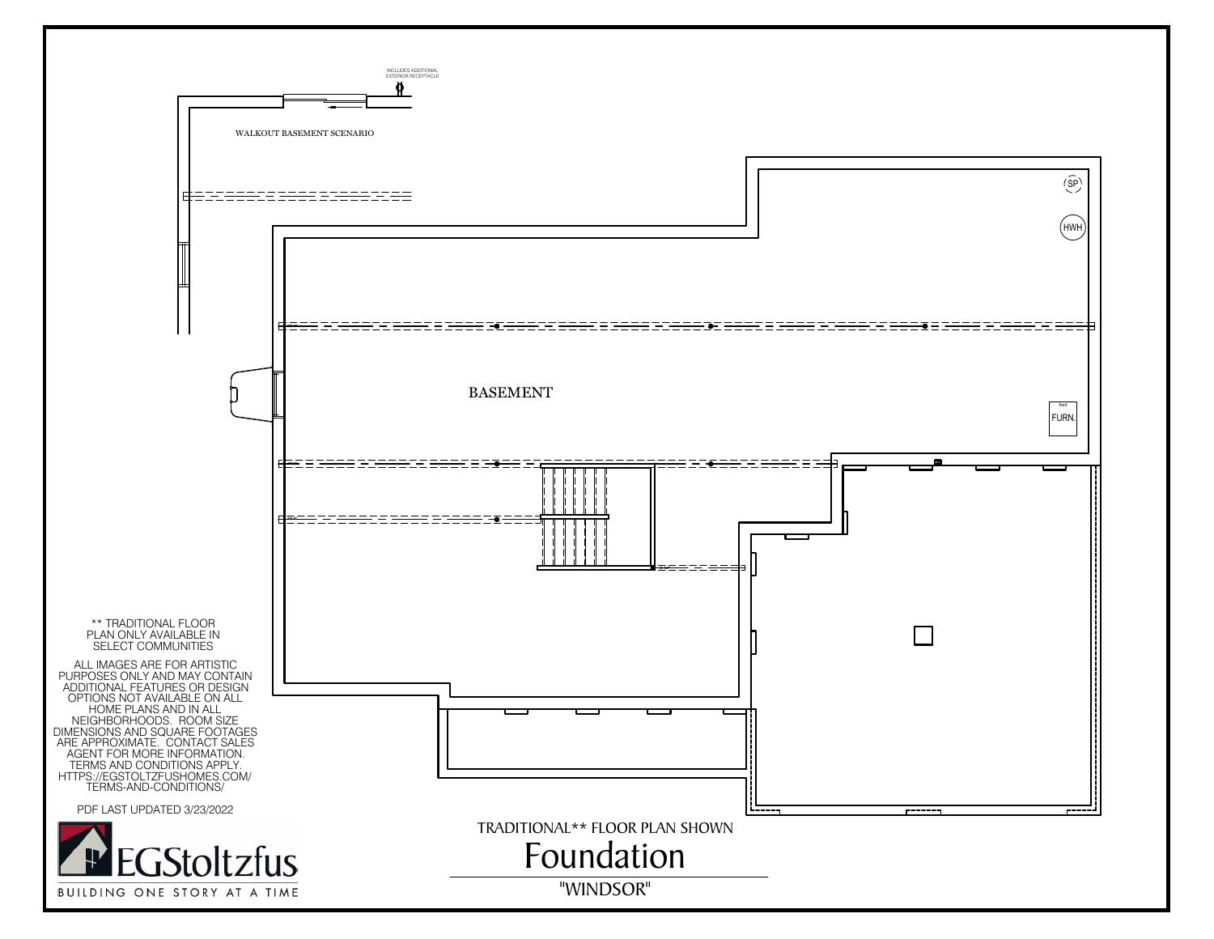INCLUDES ADDITIONAL EXTERIOR RECEPTACLE

WALKOUT BASEMENT SCENARIO

SP

HWH

BASEMENT

front

FURN.

** TRADITIONAL FLOOR PLAN ONLY AVAILABLE IN SELECT COMMUNITIES

ALL IMAGES ARE FOR ARTISTIC PURPOSES ONLY AND MAY CONTAIN ADDITIONAL FEATURES OR DESIGN OPTIONS NOT AVAILABLE ON ALL HOME PLANS AND IN ALL NEIGHBORHOODS. ROOM SIZE DIMENSIONS AND SQUARE FOOTAGES ARE APPROXIMATE. CONTACT SALES AGENT FOR MORE INFORMATION. TERMS AND CONDITIONS APPLY. HTTPS://EGSTOLTZFUSHOMES.COM/TERMS-AND-CONDITIONS/

PDF LAST UPDATED 3/23/2022

EGStoltzfus

BUILDING ONE STORY AT A TIME

TRADITIONAL** FLOOR PLAN SHOWN

# Foundation

"WINDSOR"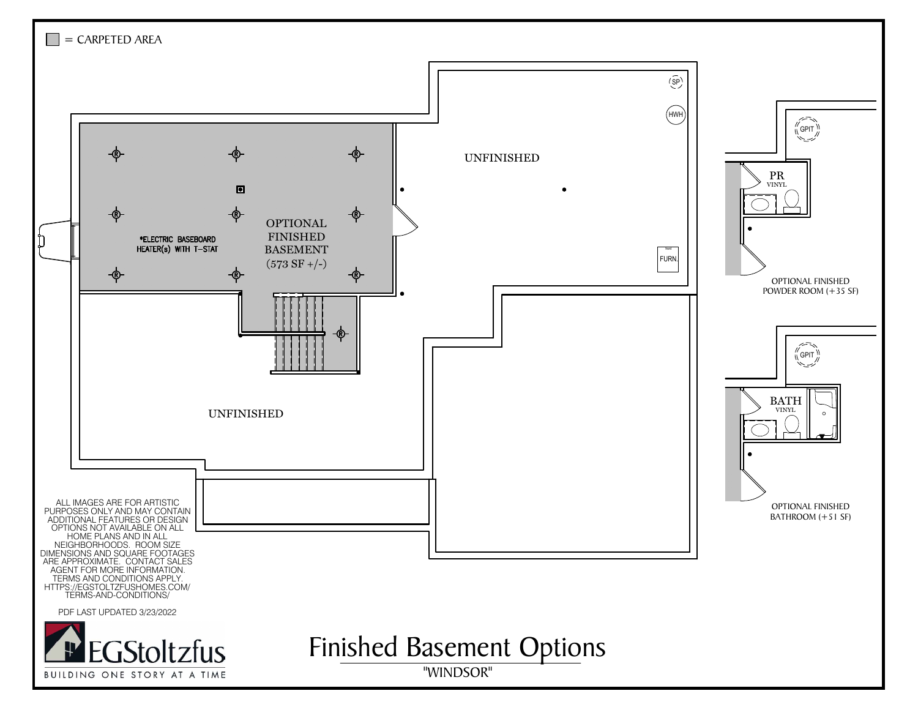= CARPETED AREA

UNFINISHED

OPTIONAL FINISHED BASEMENT (573 SF +/-)

*ELECTRIC BASEBOARD HEATER(s) WITH T-STAT

UNFINISHED

SP

HWH

FURN.

GPIT

PR
VINYL

OPTIONAL FINISHED POWDER ROOM (+35 SF)

GPIT

BATH
VINYL

OPTIONAL FINISHED BATHROOM (+51 SF)

ALL IMAGES ARE FOR ARTISTIC PURPOSES ONLY AND MAY CONTAIN ADDITIONAL FEATURES OR DESIGN OPTIONS NOT AVAILABLE ON ALL HOME PLANS AND IN ALL NEIGHBORHOODS. ROOM SIZE DIMENSIONS AND SQUARE FOOTAGES ARE APPROXIMATE. CONTACT SALES AGENT FOR MORE INFORMATION. TERMS AND CONDITIONS APPLY. HTTPS://EGSTOLTZFUSHOMES.COM/TERMS-AND-CONDITIONS/

PDF LAST UPDATED 3/23/2022

EGStoltzfus
BUILDING ONE STORY AT A TIME

# Finished Basement Options

"WINDSOR"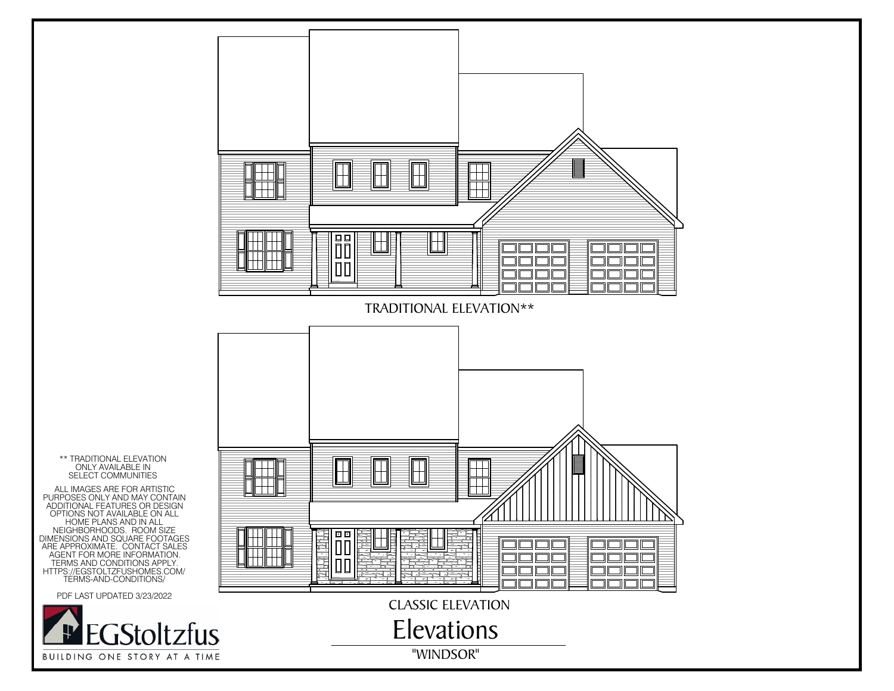TRADITIONAL ELEVATION**

CLASSIC ELEVATION

** TRADITIONAL ELEVATION ONLY AVAILABLE IN SELECT COMMUNITIES

ALL IMAGES ARE FOR ARTISTIC PURPOSES ONLY AND MAY CONTAIN ADDITIONAL FEATURES OR DESIGN OPTIONS NOT AVAILABLE ON ALL HOME PLANS AND IN ALL NEIGHBORHOODS. ROOM SIZE DIMENSIONS AND SQUARE FOOTAGES ARE APPROXIMATE. CONTACT SALES AGENT FOR MORE INFORMATION. TERMS AND CONDITIONS APPLY. HTTPS://EGSTOLTZFUSHOMES.COM/TERMS-AND-CONDITIONS/

PDF LAST UPDATED 3/23/2022

EGStoltzfus

BUILDING ONE STORY AT A TIME

# Elevations

"WINDSOR"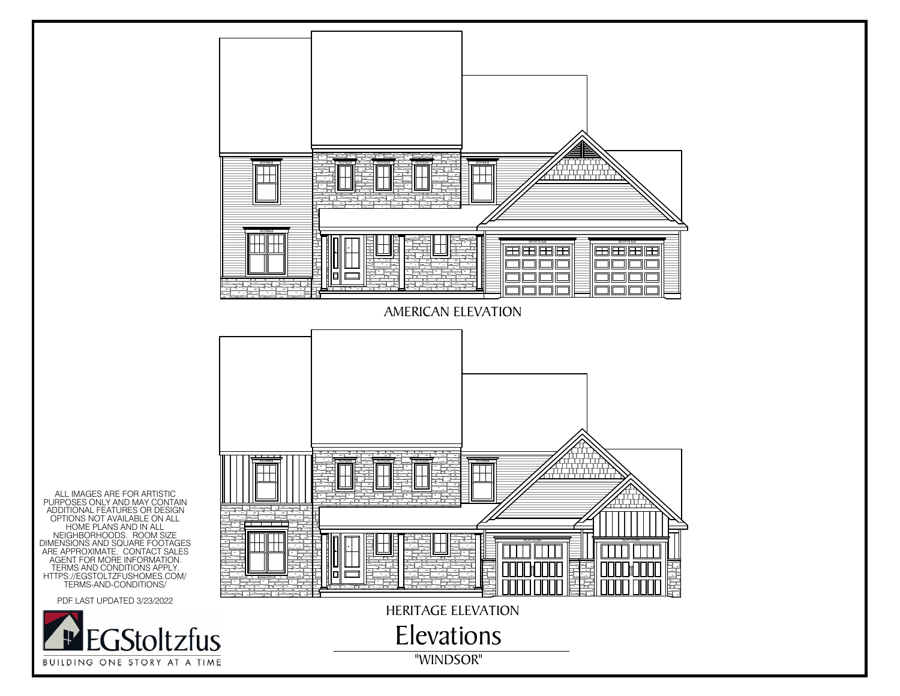AMERICAN ELEVATION

HERITAGE ELEVATION

# Elevations

"WINDSOR"

ALL IMAGES ARE FOR ARTISTIC PURPOSES ONLY AND MAY CONTAIN ADDITIONAL FEATURES OR DESIGN OPTIONS NOT AVAILABLE ON ALL HOME PLANS AND IN ALL NEIGHBORHOODS. ROOM SIZE DIMENSIONS AND SQUARE FOOTAGES ARE APPROXIMATE. CONTACT SALES AGENT FOR MORE INFORMATION. TERMS AND CONDITIONS APPLY. HTTPS://EGSTOLTZFUSHOMES.COM/TERMS-AND-CONDITIONS/

PDF LAST UPDATED 3/23/2022

EGStoltzfus

BUILDING ONE STORY AT A TIME